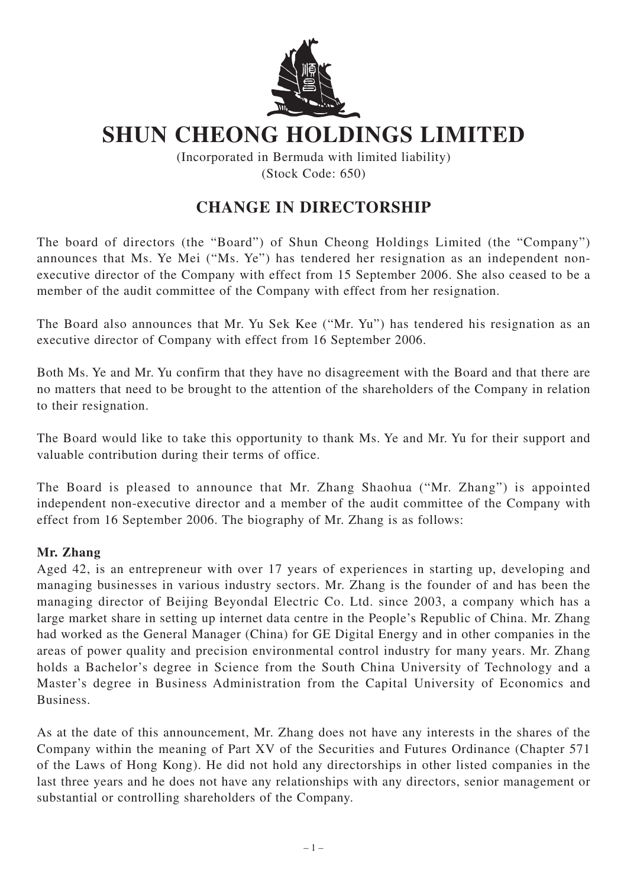# SHUN CHEONG HOLDINGS LIMITED

(Incorporated in Bermuda with limited liability)
(Stock Code: 650)

## CHANGE IN DIRECTORSHIP

The board of directors (the "Board") of Shun Cheong Holdings Limited (the "Company") announces that Ms. Ye Mei ("Ms. Ye") has tendered her resignation as an independent non-executive director of the Company with effect from 15 September 2006. She also ceased to be a member of the audit committee of the Company with effect from her resignation.

The Board also announces that Mr. Yu Sek Kee ("Mr. Yu") has tendered his resignation as an executive director of Company with effect from 16 September 2006.

Both Ms. Ye and Mr. Yu confirm that they have no disagreement with the Board and that there are no matters that need to be brought to the attention of the shareholders of the Company in relation to their resignation.

The Board would like to take this opportunity to thank Ms. Ye and Mr. Yu for their support and valuable contribution during their terms of office.

The Board is pleased to announce that Mr. Zhang Shaohua ("Mr. Zhang") is appointed independent non-executive director and a member of the audit committee of the Company with effect from 16 September 2006. The biography of Mr. Zhang is as follows:

**Mr. Zhang**

Aged 42, is an entrepreneur with over 17 years of experiences in starting up, developing and managing businesses in various industry sectors. Mr. Zhang is the founder of and has been the managing director of Beijing Beyondal Electric Co. Ltd. since 2003, a company which has a large market share in setting up internet data centre in the People's Republic of China. Mr. Zhang had worked as the General Manager (China) for GE Digital Energy and in other companies in the areas of power quality and precision environmental control industry for many years. Mr. Zhang holds a Bachelor's degree in Science from the South China University of Technology and a Master's degree in Business Administration from the Capital University of Economics and Business.

As at the date of this announcement, Mr. Zhang does not have any interests in the shares of the Company within the meaning of Part XV of the Securities and Futures Ordinance (Chapter 571 of the Laws of Hong Kong). He did not hold any directorships in other listed companies in the last three years and he does not have any relationships with any directors, senior management or substantial or controlling shareholders of the Company.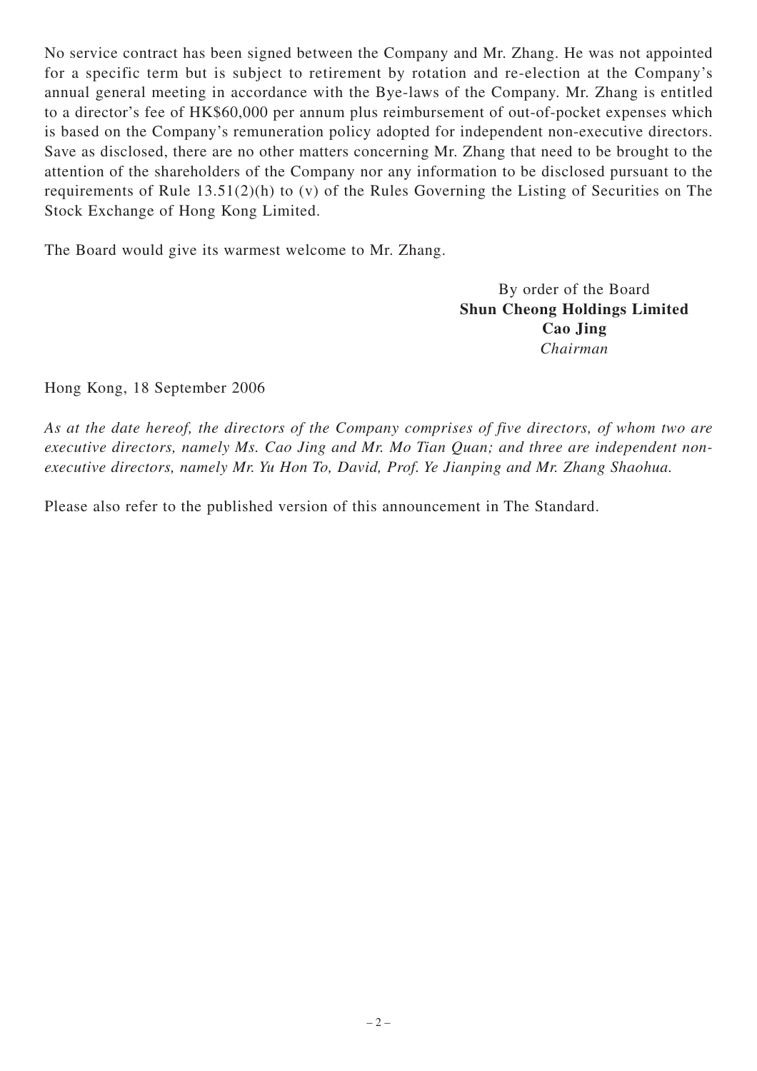No service contract has been signed between the Company and Mr. Zhang. He was not appointed for a specific term but is subject to retirement by rotation and re-election at the Company's annual general meeting in accordance with the Bye-laws of the Company. Mr. Zhang is entitled to a director's fee of HK$60,000 per annum plus reimbursement of out-of-pocket expenses which is based on the Company's remuneration policy adopted for independent non-executive directors. Save as disclosed, there are no other matters concerning Mr. Zhang that need to be brought to the attention of the shareholders of the Company nor any information to be disclosed pursuant to the requirements of Rule 13.51(2)(h) to (v) of the Rules Governing the Listing of Securities on The Stock Exchange of Hong Kong Limited.

The Board would give its warmest welcome to Mr. Zhang.

By order of the Board
**Shun Cheong Holdings Limited**
**Cao Jing**
*Chairman*

Hong Kong, 18 September 2006

*As at the date hereof, the directors of the Company comprises of five directors, of whom two are executive directors, namely Ms. Cao Jing and Mr. Mo Tian Quan; and three are independent non-executive directors, namely Mr. Yu Hon To, David, Prof. Ye Jianping and Mr. Zhang Shaohua.*

Please also refer to the published version of this announcement in The Standard.